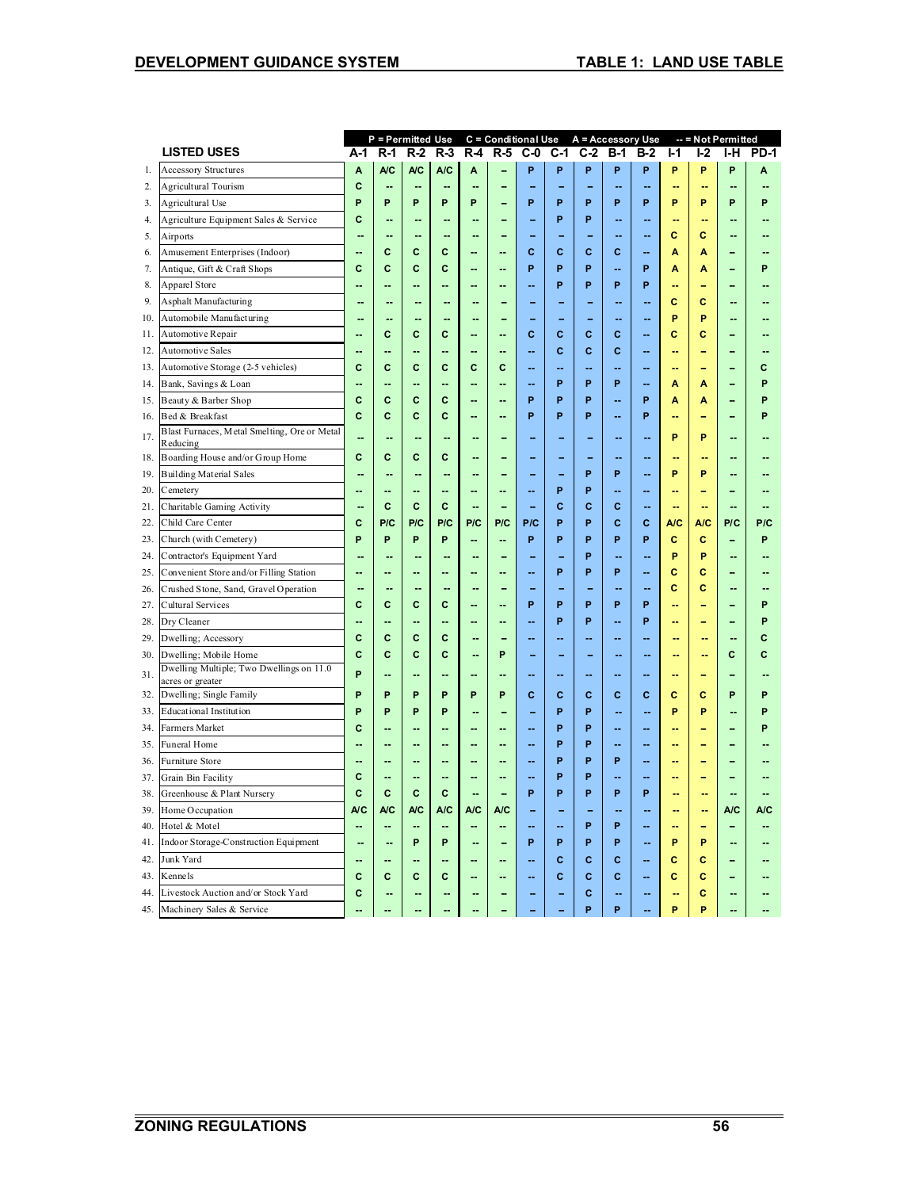## TABLE 1: LAND USE TABLE

P = Permitted Use    C = Conditional Use    A = Accessory Use    -- = Not Permitted

| | LISTED USES | A-1 | R-1 | R-2 | R-3 | R-4 | R-5 | C-0 | C-1 | C-2 | B-1 | B-2 | I-1 | I-2 | I-H | PD-1 |
|---|---|---|---|---|---|---|---|---|---|---|---|---|---|---|---|---|
| 1. | Accessory Structures | A | A/C | A/C | A/C | A | -- | P | P | P | P | P | P | P | P | A |
| 2. | Agricultural Tourism | C | -- | -- | -- | -- | -- | -- | -- | -- | -- | -- | -- | -- | -- | -- |
| 3. | Agricultural Use | P | P | P | P | P | -- | P | P | P | P | P | P | P | P | P |
| 4. | Agriculture Equipment Sales & Service | C | -- | -- | -- | -- | -- | -- | P | P | -- | -- | -- | -- | -- | -- |
| 5. | Airports | -- | -- | -- | -- | -- | -- | -- | -- | -- | -- | -- | C | C | -- | -- |
| 6. | Amusement Enterprises (Indoor) | -- | C | C | C | -- | -- | C | C | C | C | -- | A | A | -- | -- |
| 7. | Antique, Gift & Craft Shops | C | C | C | C | -- | -- | P | P | P | -- | P | A | A | -- | P |
| 8. | Apparel Store | -- | -- | -- | -- | -- | -- | -- | P | P | P | P | -- | -- | -- | -- |
| 9. | Asphalt Manufacturing | -- | -- | -- | -- | -- | -- | -- | -- | -- | -- | -- | C | C | -- | -- |
| 10. | Automobile Manufacturing | -- | -- | -- | -- | -- | -- | -- | -- | -- | -- | -- | P | P | -- | -- |
| 11. | Automotive Repair | -- | C | C | C | -- | -- | C | C | C | C | -- | C | C | -- | -- |
| 12. | Automotive Sales | -- | -- | -- | -- | -- | -- | -- | C | C | C | -- | -- | -- | -- | -- |
| 13. | Automotive Storage (2-5 vehicles) | C | C | C | C | C | C | -- | -- | -- | -- | -- | -- | -- | -- | C |
| 14. | Bank, Savings & Loan | -- | -- | -- | -- | -- | -- | -- | P | P | P | -- | A | A | -- | P |
| 15. | Beauty & Barber Shop | C | C | C | C | -- | -- | P | P | P | -- | P | A | A | -- | P |
| 16. | Bed & Breakfast | C | C | C | C | -- | -- | P | P | P | -- | P | -- | -- | -- | P |
| 17. | Blast Furnaces, Metal Smelting, Ore or Metal Reducing | -- | -- | -- | -- | -- | -- | -- | -- | -- | -- | -- | P | P | -- | -- |
| 18. | Boarding House and/or Group Home | C | C | C | C | -- | -- | -- | -- | -- | -- | -- | -- | -- | -- | -- |
| 19. | Building Material Sales | -- | -- | -- | -- | -- | -- | -- | -- | P | P | -- | P | P | -- | -- |
| 20. | Cemetery | -- | -- | -- | -- | -- | -- | -- | P | P | -- | -- | -- | -- | -- | -- |
| 21. | Charitable Gaming Activity | -- | C | C | C | -- | -- | -- | C | C | C | -- | -- | -- | -- | -- |
| 22. | Child Care Center | C | P/C | P/C | P/C | P/C | P/C | P/C | P | P | C | C | A/C | A/C | P/C | P/C |
| 23. | Church (with Cemetery) | P | P | P | P | -- | -- | P | P | P | P | P | C | C | -- | P |
| 24. | Contractor's Equipment Yard | -- | -- | -- | -- | -- | -- | -- | -- | P | -- | -- | P | P | -- | -- |
| 25. | Convenient Store and/or Filling Station | -- | -- | -- | -- | -- | -- | -- | P | P | P | -- | C | C | -- | -- |
| 26. | Crushed Stone, Sand, Gravel Operation | -- | -- | -- | -- | -- | -- | -- | -- | -- | -- | -- | C | C | -- | -- |
| 27. | Cultural Services | C | C | C | C | -- | -- | P | P | P | P | P | -- | -- | -- | P |
| 28. | Dry Cleaner | -- | -- | -- | -- | -- | -- | -- | P | P | -- | P | -- | -- | -- | P |
| 29. | Dwelling; Accessory | C | C | C | C | -- | -- | -- | -- | -- | -- | -- | -- | -- | -- | C |
| 30. | Dwelling; Mobile Home | C | C | C | C | -- | P | -- | -- | -- | -- | -- | -- | -- | C | C |
| 31. | Dwelling Multiple; Two Dwellings on 11.0 acres or greater | P | -- | -- | -- | -- | -- | -- | -- | -- | -- | -- | -- | -- | -- | -- |
| 32. | Dwelling; Single Family | P | P | P | P | P | P | C | C | C | C | C | C | C | P | P |
| 33. | Educational Institution | P | P | P | P | -- | -- | -- | P | P | -- | -- | P | P | -- | P |
| 34. | Farmers Market | C | -- | -- | -- | -- | -- | -- | P | P | -- | -- | -- | -- | -- | P |
| 35. | Funeral Home | -- | -- | -- | -- | -- | -- | -- | P | P | -- | -- | -- | -- | -- | -- |
| 36. | Furniture Store | -- | -- | -- | -- | -- | -- | -- | P | P | P | -- | -- | -- | -- | -- |
| 37. | Grain Bin Facility | C | -- | -- | -- | -- | -- | -- | P | P | -- | -- | -- | -- | -- | -- |
| 38. | Greenhouse & Plant Nursery | C | C | C | C | -- | -- | P | P | P | P | P | -- | -- | -- | -- |
| 39. | Home Occupation | A/C | A/C | A/C | A/C | A/C | A/C | -- | -- | -- | -- | -- | -- | -- | A/C | A/C |
| 40. | Hotel & Motel | -- | -- | -- | -- | -- | -- | -- | -- | P | P | -- | -- | -- | -- | -- |
| 41. | Indoor Storage-Construction Equipment | -- | -- | P | P | -- | -- | P | P | P | P | -- | P | P | -- | -- |
| 42. | Junk Yard | -- | -- | -- | -- | -- | -- | -- | C | C | C | -- | C | C | -- | -- |
| 43. | Kennels | C | C | C | C | -- | -- | -- | C | C | C | -- | C | C | -- | -- |
| 44. | Livestock Auction and/or Stock Yard | C | -- | -- | -- | -- | -- | -- | -- | C | -- | -- | -- | C | -- | -- |
| 45. | Machinery Sales & Service | -- | -- | -- | -- | -- | -- | -- | -- | P | P | -- | P | P | -- | -- |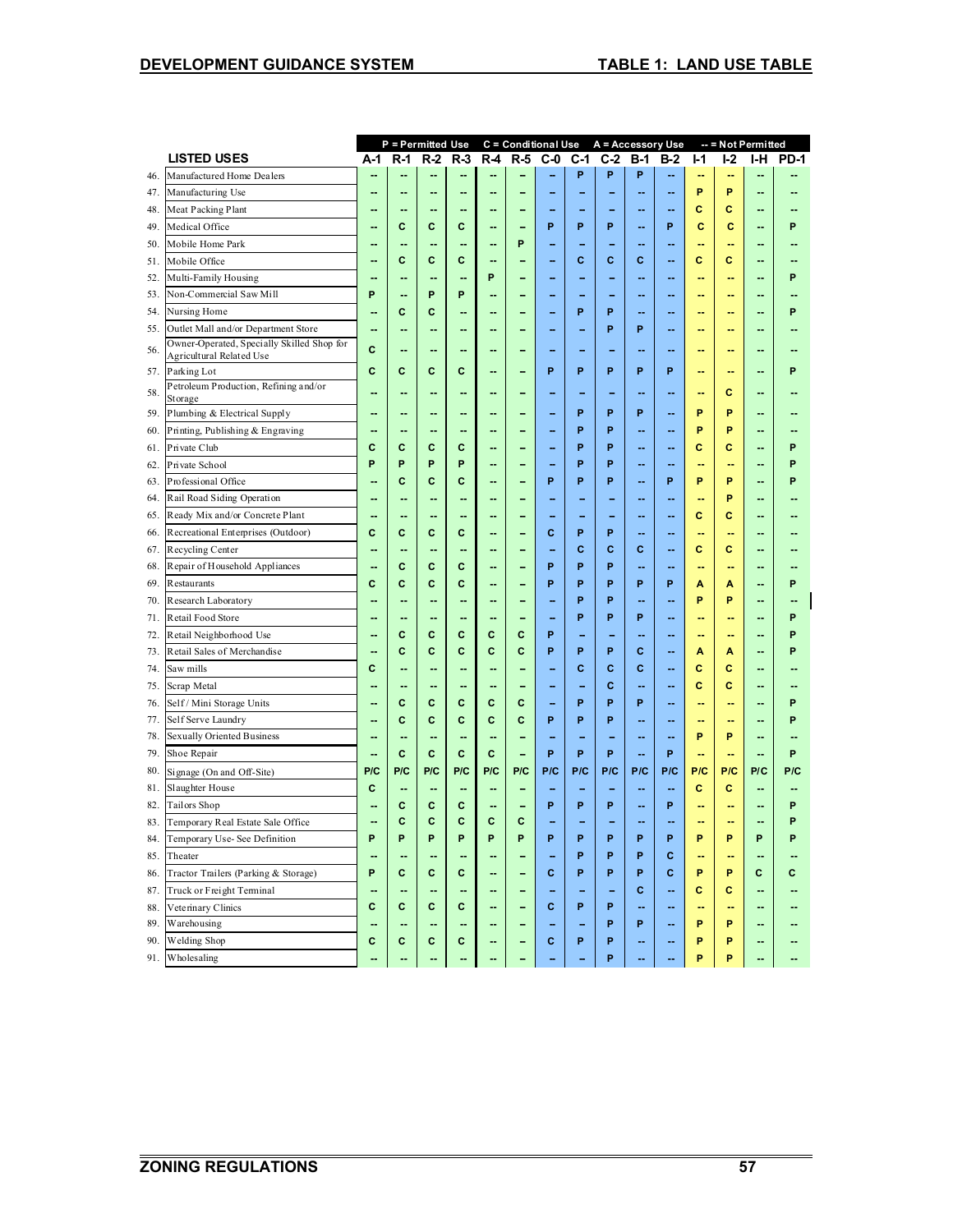| | P = Permitted Use | C = Conditional Use | A = Accessory Use | -- = Not Permitted | | | | | | | | | | | |
|---|---|---|---|---|---|---|---|---|---|---|---|---|---|---|---|
| **LISTED USES** | **A-1** | **R-1** | **R-2** | **R-3** | **R-4** | **R-5** | **C-0** | **C-1** | **C-2** | **B-1** | **B-2** | **I-1** | **I-2** | **I-H** | **PD-1** |
| 46. Manufactured Home Dealers | -- | -- | -- | -- | -- | -- | -- | P | P | P | -- | -- | -- | -- | -- |
| 47. Manufacturing Use | -- | -- | -- | -- | -- | -- | -- | -- | -- | -- | -- | P | P | -- | -- |
| 48. Meat Packing Plant | -- | -- | -- | -- | -- | -- | -- | -- | -- | -- | -- | C | C | -- | -- |
| 49. Medical Office | -- | C | C | C | -- | -- | P | P | P | -- | P | C | C | -- | P |
| 50. Mobile Home Park | -- | -- | -- | -- | -- | P | -- | -- | -- | -- | -- | -- | -- | -- | -- |
| 51. Mobile Office | -- | C | C | C | -- | -- | -- | C | C | C | -- | C | C | -- | -- |
| 52. Multi-Family Housing | -- | -- | -- | -- | P | -- | -- | -- | -- | -- | -- | -- | -- | -- | P |
| 53. Non-Commercial Saw Mill | P | -- | P | P | -- | -- | -- | -- | -- | -- | -- | -- | -- | -- | -- |
| 54. Nursing Home | -- | C | C | -- | -- | -- | -- | P | P | -- | -- | -- | -- | -- | P |
| 55. Outlet Mall and/or Department Store | -- | -- | -- | -- | -- | -- | -- | -- | P | P | -- | -- | -- | -- | -- |
| 56. Owner-Operated, Specially Skilled Shop for Agricultural Related Use | C | -- | -- | -- | -- | -- | -- | -- | -- | -- | -- | -- | -- | -- | -- |
| 57. Parking Lot | C | C | C | C | -- | -- | P | P | P | P | P | -- | -- | -- | P |
| 58. Petroleum Production, Refining and/or Storage | -- | -- | -- | -- | -- | -- | -- | -- | -- | -- | -- | -- | C | -- | -- |
| 59. Plumbing & Electrical Supply | -- | -- | -- | -- | -- | -- | -- | P | P | P | -- | P | P | -- | -- |
| 60. Printing, Publishing & Engraving | -- | -- | -- | -- | -- | -- | -- | P | P | -- | -- | P | P | -- | -- |
| 61. Private Club | C | C | C | C | -- | -- | -- | P | P | -- | -- | C | C | -- | P |
| 62. Private School | P | P | P | P | -- | -- | -- | P | P | -- | -- | -- | -- | -- | P |
| 63. Professional Office | -- | C | C | C | -- | -- | P | P | P | -- | P | P | P | -- | P |
| 64. Rail Road Siding Operation | -- | -- | -- | -- | -- | -- | -- | -- | -- | -- | -- | -- | P | -- | -- |
| 65. Ready Mix and/or Concrete Plant | -- | -- | -- | -- | -- | -- | -- | -- | -- | -- | -- | C | C | -- | -- |
| 66. Recreational Enterprises (Outdoor) | C | C | C | C | -- | -- | C | P | P | -- | -- | -- | -- | -- | -- |
| 67. Recycling Center | -- | -- | -- | -- | -- | -- | -- | C | C | C | -- | C | C | -- | -- |
| 68. Repair of Household Appliances | -- | C | C | C | -- | -- | P | P | P | -- | -- | -- | -- | -- | -- |
| 69. Restaurants | C | C | C | C | -- | -- | P | P | P | P | P | A | A | -- | P |
| 70. Research Laboratory | -- | -- | -- | -- | -- | -- | -- | P | P | -- | -- | P | P | -- | -- |
| 71. Retail Food Store | -- | -- | -- | -- | -- | -- | -- | P | P | P | -- | -- | -- | -- | P |
| 72. Retail Neighborhood Use | -- | C | C | C | C | C | P | -- | -- | -- | -- | -- | -- | -- | P |
| 73. Retail Sales of Merchandise | -- | C | C | C | C | C | P | P | P | C | -- | A | A | -- | P |
| 74. Saw mills | C | -- | -- | -- | -- | -- | -- | C | C | C | -- | C | C | -- | -- |
| 75. Scrap Metal | -- | -- | -- | -- | -- | -- | -- | -- | C | -- | -- | C | C | -- | -- |
| 76. Self / Mini Storage Units | -- | C | C | C | C | C | -- | P | P | P | -- | -- | -- | -- | P |
| 77. Self Serve Laundry | -- | C | C | C | C | C | P | P | P | -- | -- | -- | -- | -- | P |
| 78. Sexually Oriented Business | -- | -- | -- | -- | -- | -- | -- | -- | -- | -- | -- | P | P | -- | -- |
| 79. Shoe Repair | -- | C | C | C | C | -- | P | P | P | -- | P | -- | -- | -- | P |
| 80. Signage (On and Off-Site) | P/C | P/C | P/C | P/C | P/C | P/C | P/C | P/C | P/C | P/C | P/C | P/C | P/C | P/C | P/C |
| 81. Slaughter House | C | -- | -- | -- | -- | -- | -- | -- | -- | -- | -- | C | C | -- | -- |
| 82. Tailors Shop | -- | C | C | C | -- | -- | P | P | P | -- | P | -- | -- | -- | P |
| 83. Temporary Real Estate Sale Office | -- | C | C | C | C | C | -- | -- | -- | -- | -- | -- | -- | -- | P |
| 84. Temporary Use- See Definition | P | P | P | P | P | P | P | P | P | P | P | P | P | P | P |
| 85. Theater | -- | -- | -- | -- | -- | -- | -- | P | P | P | C | -- | -- | -- | -- |
| 86. Tractor Trailers (Parking & Storage) | P | C | C | C | -- | -- | C | P | P | P | C | P | P | C | C |
| 87. Truck or Freight Terminal | -- | -- | -- | -- | -- | -- | -- | -- | -- | C | -- | C | C | -- | -- |
| 88. Veterinary Clinics | C | C | C | C | -- | -- | C | P | P | -- | -- | -- | -- | -- | -- |
| 89. Warehousing | -- | -- | -- | -- | -- | -- | -- | -- | P | P | -- | P | P | -- | -- |
| 90. Welding Shop | C | C | C | C | -- | -- | C | P | P | -- | -- | P | P | -- | -- |
| 91. Wholesaling | -- | -- | -- | -- | -- | -- | -- | -- | P | -- | -- | P | P | -- | -- |